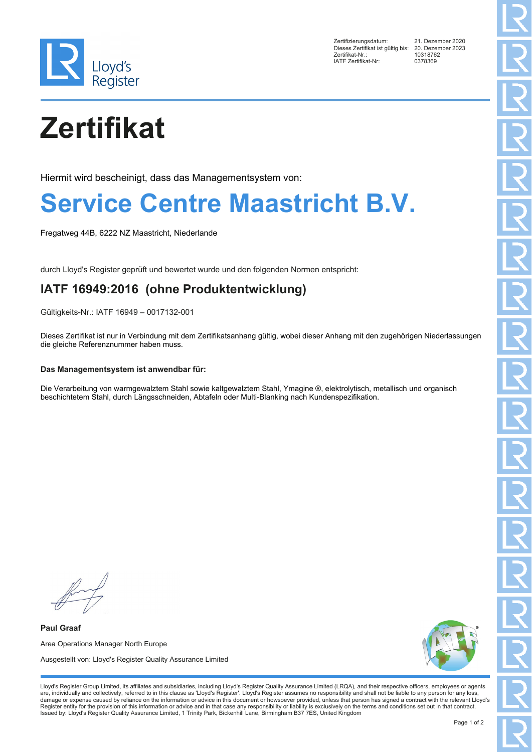| | |
|---|---|
| Zertifizierungsdatum: | 21. Dezember 2020 |
| Dieses Zertifikat ist gültig bis: | 20. Dezember 2023 |
| Zertifikat-Nr.: | 10318762 |
| IATF Zertifikat-Nr: | 0378369 |

# Zertifikat

Hiermit wird bescheinigt, dass das Managementsystem von:

## Service Centre Maastricht B.V.

Fregatweg 44B, 6222 NZ Maastricht, Niederlande

durch Lloyd's Register geprüft und bewertet wurde und den folgenden Normen entspricht:

### IATF 16949:2016 (ohne Produktentwicklung)

Gültigkeits-Nr.: IATF 16949 – 0017132-001

Dieses Zertifikat ist nur in Verbindung mit dem Zertifikatsanhang gültig, wobei dieser Anhang mit den zugehörigen Niederlassungen die gleiche Referenznummer haben muss.

**Das Managementsystem ist anwendbar für:**

Die Verarbeitung von warmgewalztem Stahl sowie kaltgewalztem Stahl, Ymagine ®, elektrolytisch, metallisch und organisch beschichtetem Stahl, durch Längsschneiden, Abtafeln oder Multi-Blanking nach Kundenspezifikation.

**Paul Graaf**

Area Operations Manager North Europe

Ausgestellt von: Lloyd's Register Quality Assurance Limited

Lloyd's Register Group Limited, its affiliates and subsidiaries, including Lloyd's Register Quality Assurance Limited (LRQA), and their respective officers, employees or agents are, individually and collectively, referred to in this clause as 'Lloyd's Register'. Lloyd's Register assumes no responsibility and shall not be liable to any person for any loss, damage or expense caused by reliance on the information or advice in this document or howsoever provided, unless that person has signed a contract with the relevant Lloyd's Register entity for the provision of this information or advice and in that case any responsibility or liability is exclusively on the terms and conditions set out in that contract.
Issued by: Lloyd's Register Quality Assurance Limited, 1 Trinity Park, Bickenhill Lane, Birmingham B37 7ES, United Kingdom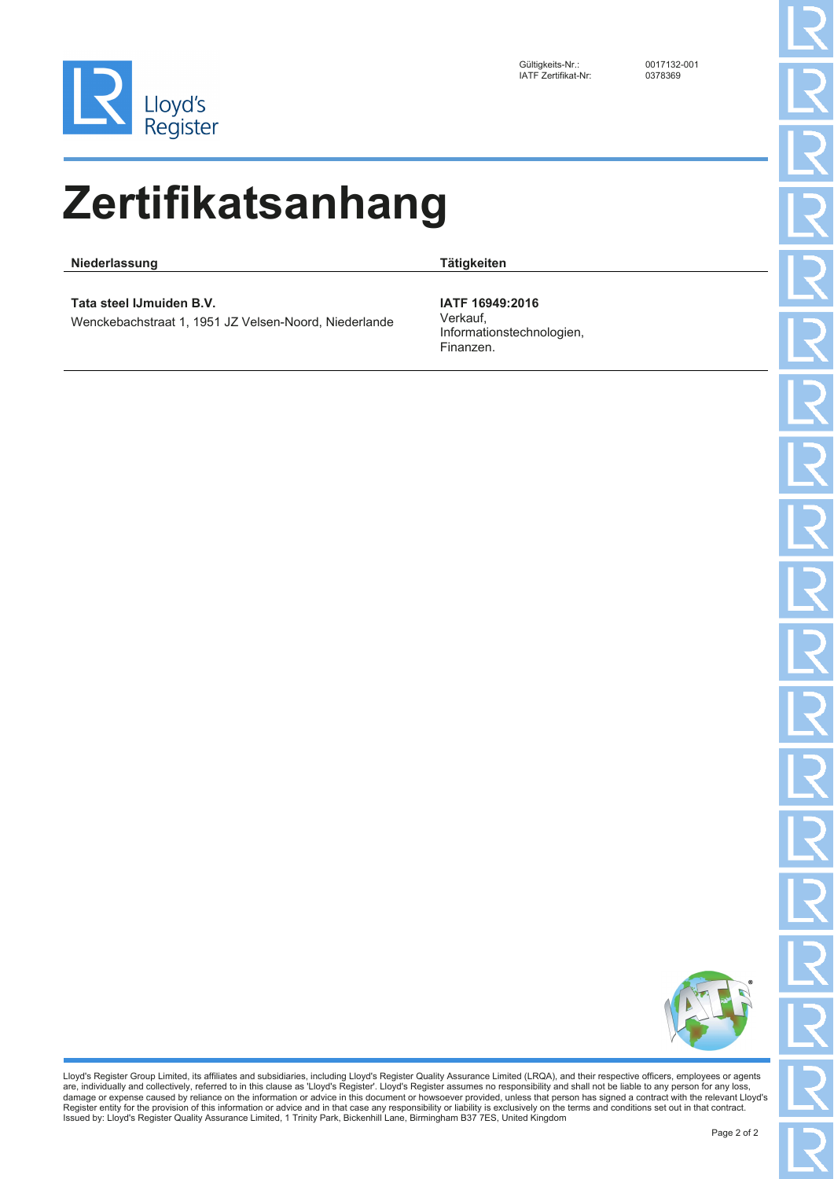Gültigkeits-Nr.: 0017132-001
IATF Zertifikat-Nr: 0378369

# Zertifikatsanhang

| Niederlassung | Tätigkeiten |
|---|---|
| **Tata steel IJmuiden B.V.**<br>Wenckebachstraat 1, 1951 JZ Velsen-Noord, Niederlande | **IATF 16949:2016**<br>Verkauf,<br>Informationstechnologien,<br>Finanzen. |

Lloyd's Register Group Limited, its affiliates and subsidiaries, including Lloyd's Register Quality Assurance Limited (LRQA), and their respective officers, employees or agents are, individually and collectively, referred to in this clause as 'Lloyd's Register'. Lloyd's Register assumes no responsibility and shall not be liable to any person for any loss, damage or expense caused by reliance on the information or advice in this document or howsoever provided, unless that person has signed a contract with the relevant Lloyd's Register entity for the provision of this information or advice and in that case any responsibility or liability is exclusively on the terms and conditions set out in that contract.
Issued by: Lloyd's Register Quality Assurance Limited, 1 Trinity Park, Bickenhill Lane, Birmingham B37 7ES, United Kingdom